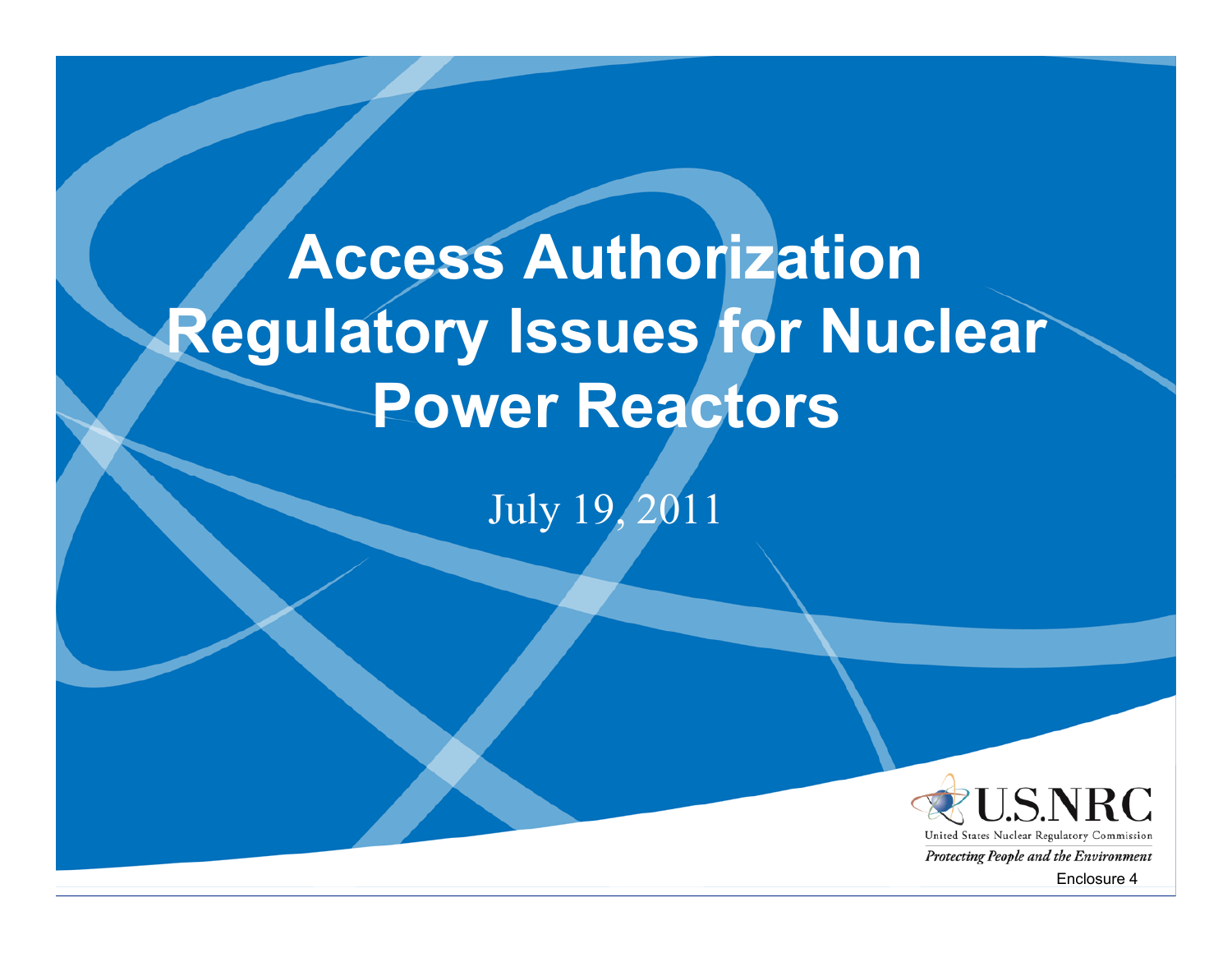# Access Authorization Regulatory Issues for Nuclear Power Reactors

July 19, 2011

U.S.NRC

United States Nuclear Regulatory Commission

*Protecting People and the Environment*

Enclosure 4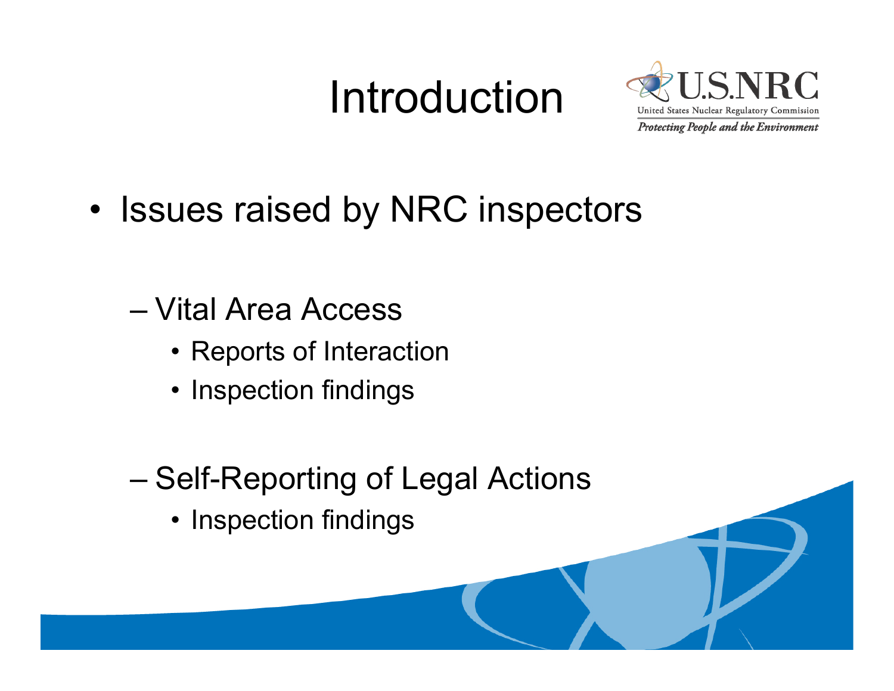# Introduction

- Issues raised by NRC inspectors
  - Vital Area Access
    - Reports of Interaction
    - Inspection findings
  - Self-Reporting of Legal Actions
    - Inspection findings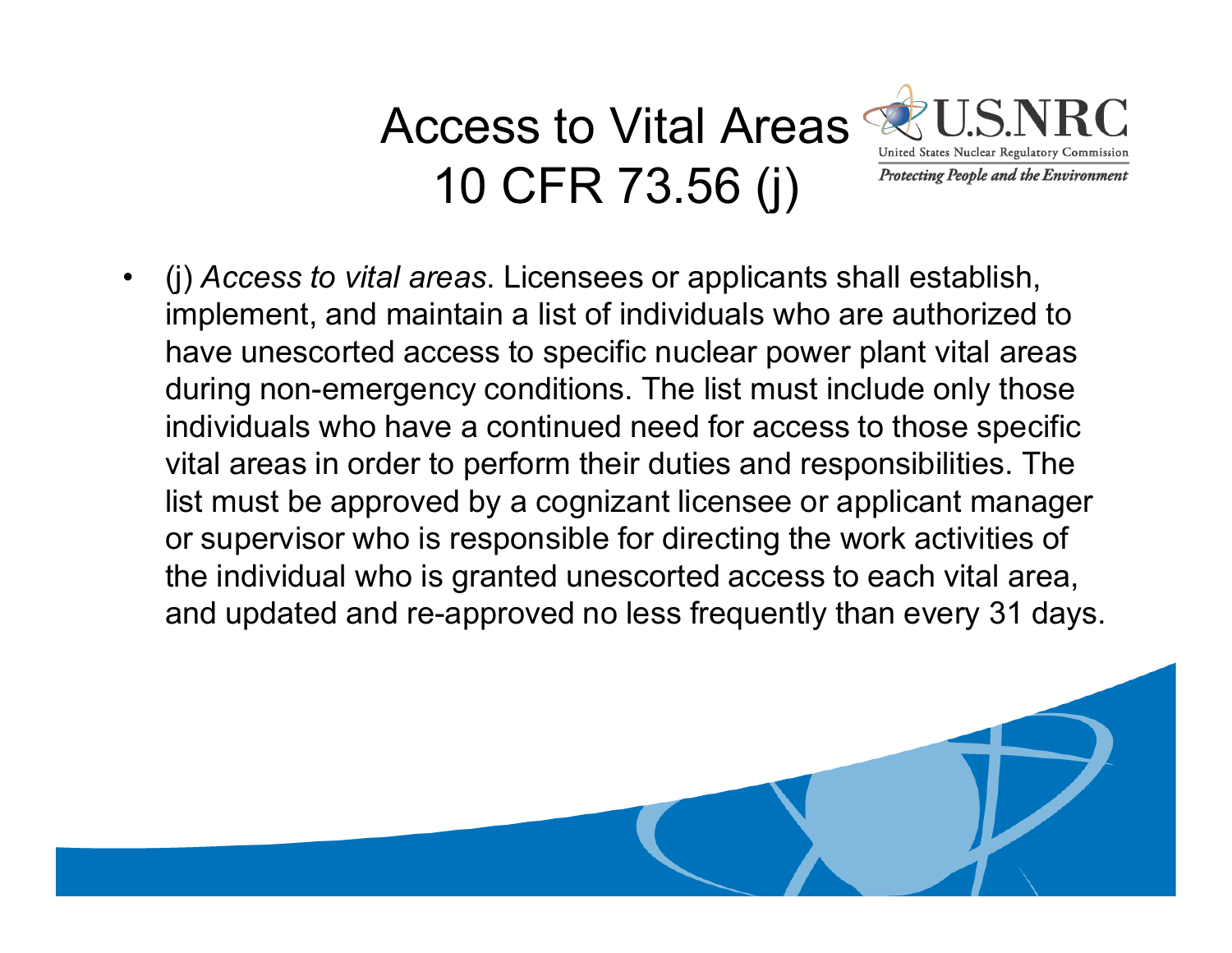# Access to Vital Areas 10 CFR 73.56 (j)

- (j) *Access to vital areas*. Licensees or applicants shall establish, implement, and maintain a list of individuals who are authorized to have unescorted access to specific nuclear power plant vital areas during non-emergency conditions. The list must include only those individuals who have a continued need for access to those specific vital areas in order to perform their duties and responsibilities. The list must be approved by a cognizant licensee or applicant manager or supervisor who is responsible for directing the work activities of the individual who is granted unescorted access to each vital area, and updated and re-approved no less frequently than every 31 days.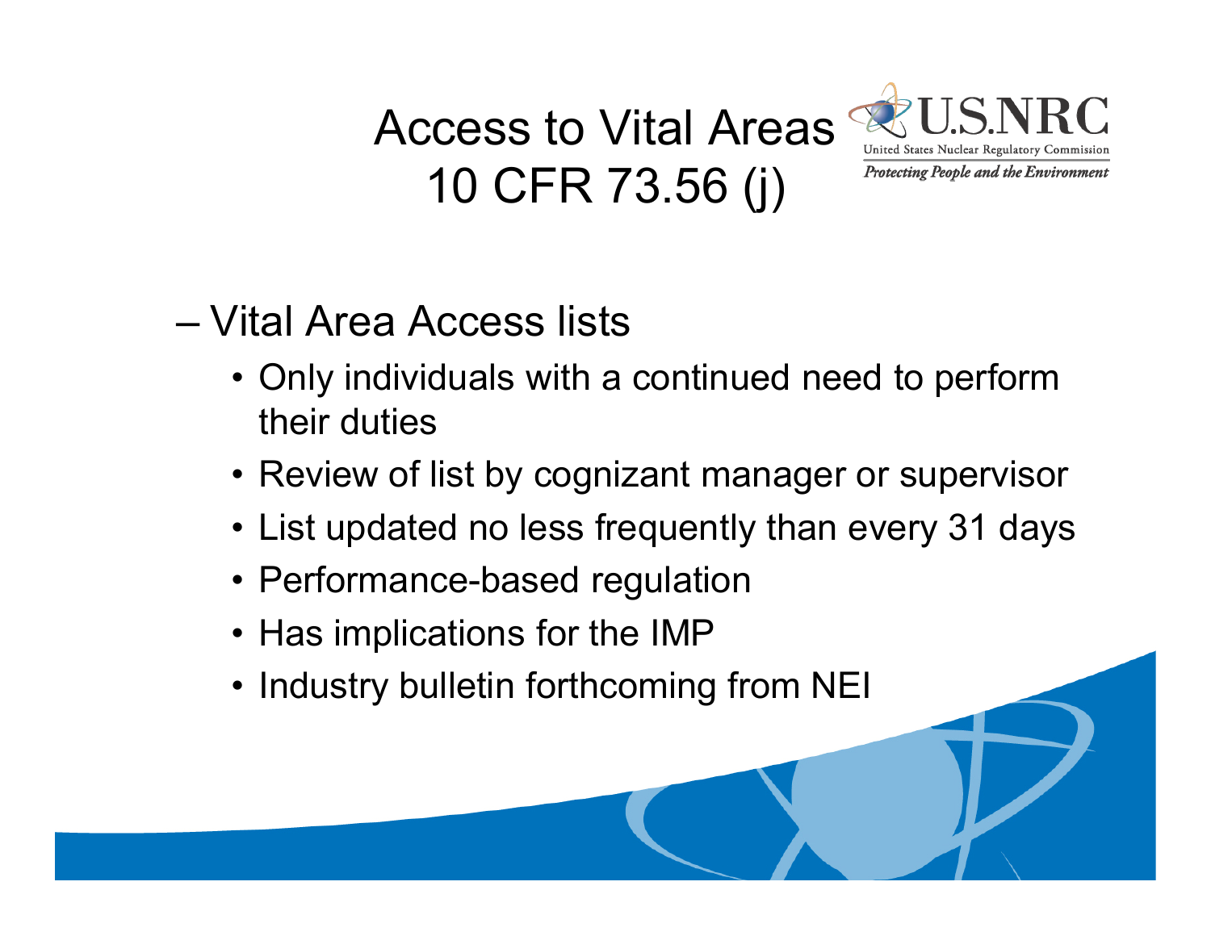# Access to Vital Areas 10 CFR 73.56 (j)

- Vital Area Access lists
  - Only individuals with a continued need to perform their duties
  - Review of list by cognizant manager or supervisor
  - List updated no less frequently than every 31 days
  - Performance-based regulation
  - Has implications for the IMP
  - Industry bulletin forthcoming from NEI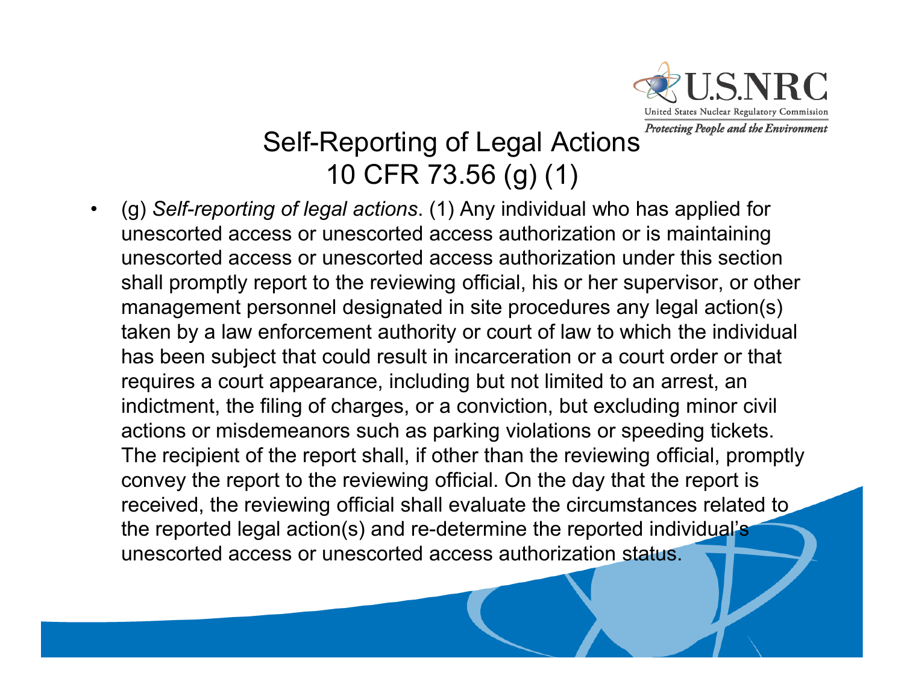# Self-Reporting of Legal Actions 10 CFR 73.56 (g) (1)

- (g) *Self-reporting of legal actions*. (1) Any individual who has applied for unescorted access or unescorted access authorization or is maintaining unescorted access or unescorted access authorization under this section shall promptly report to the reviewing official, his or her supervisor, or other management personnel designated in site procedures any legal action(s) taken by a law enforcement authority or court of law to which the individual has been subject that could result in incarceration or a court order or that requires a court appearance, including but not limited to an arrest, an indictment, the filing of charges, or a conviction, but excluding minor civil actions or misdemeanors such as parking violations or speeding tickets. The recipient of the report shall, if other than the reviewing official, promptly convey the report to the reviewing official. On the day that the report is received, the reviewing official shall evaluate the circumstances related to the reported legal action(s) and re-determine the reported individual's unescorted access or unescorted access authorization status.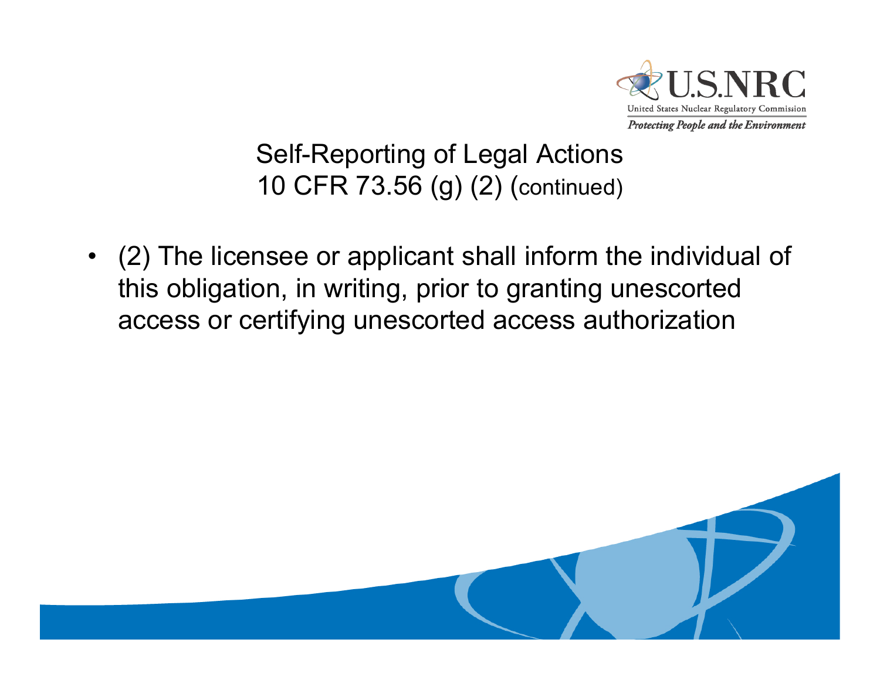# Self-Reporting of Legal Actions
## 10 CFR 73.56 (g) (2) (continued)

- (2) The licensee or applicant shall inform the individual of this obligation, in writing, prior to granting unescorted access or certifying unescorted access authorization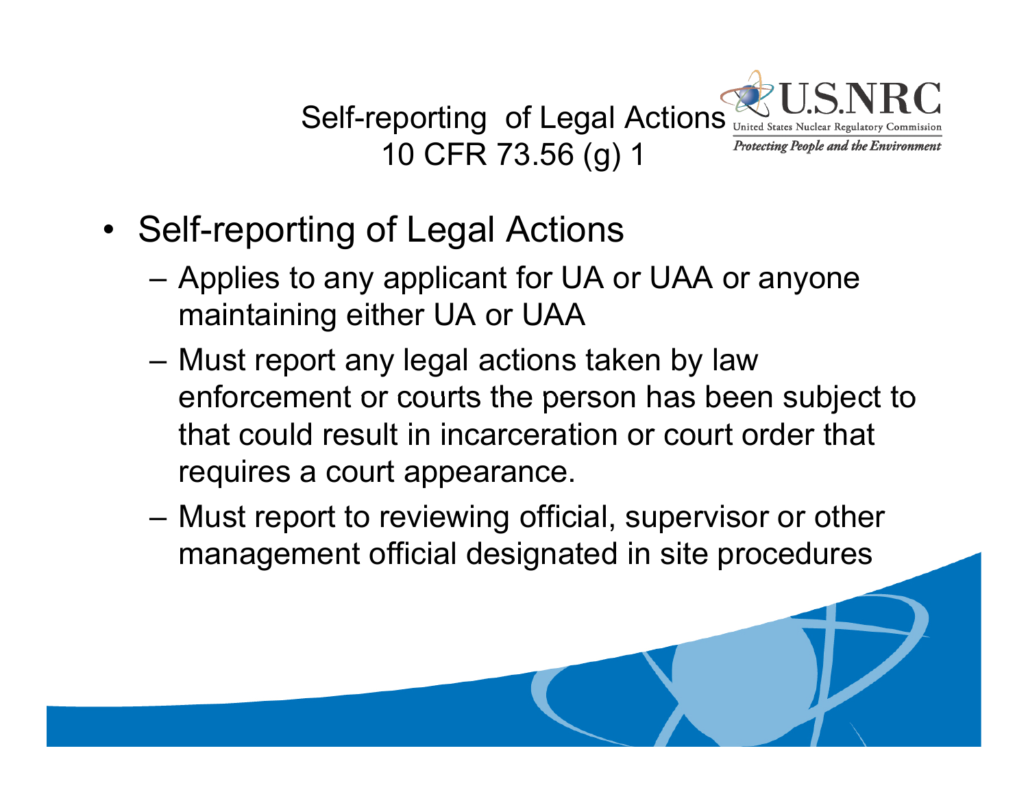# Self-reporting of Legal Actions 10 CFR 73.56 (g) 1

- Self-reporting of Legal Actions
  - Applies to any applicant for UA or UAA or anyone maintaining either UA or UAA
  - Must report any legal actions taken by law enforcement or courts the person has been subject to that could result in incarceration or court order that requires a court appearance.
  - Must report to reviewing official, supervisor or other management official designated in site procedures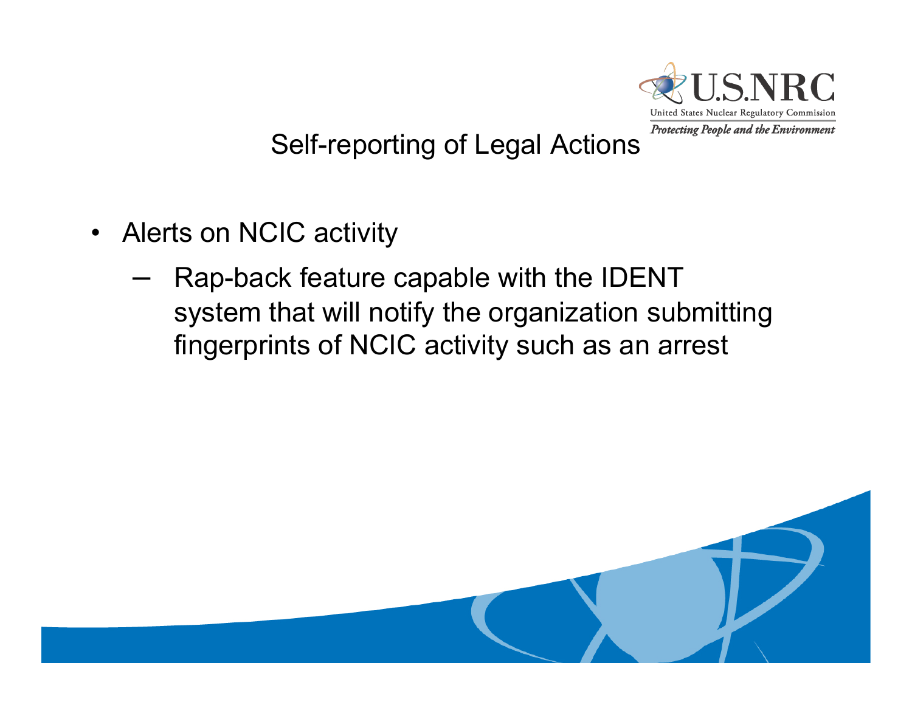## Self-reporting of Legal Actions

- Alerts on NCIC activity
  - Rap-back feature capable with the IDENT system that will notify the organization submitting fingerprints of NCIC activity such as an arrest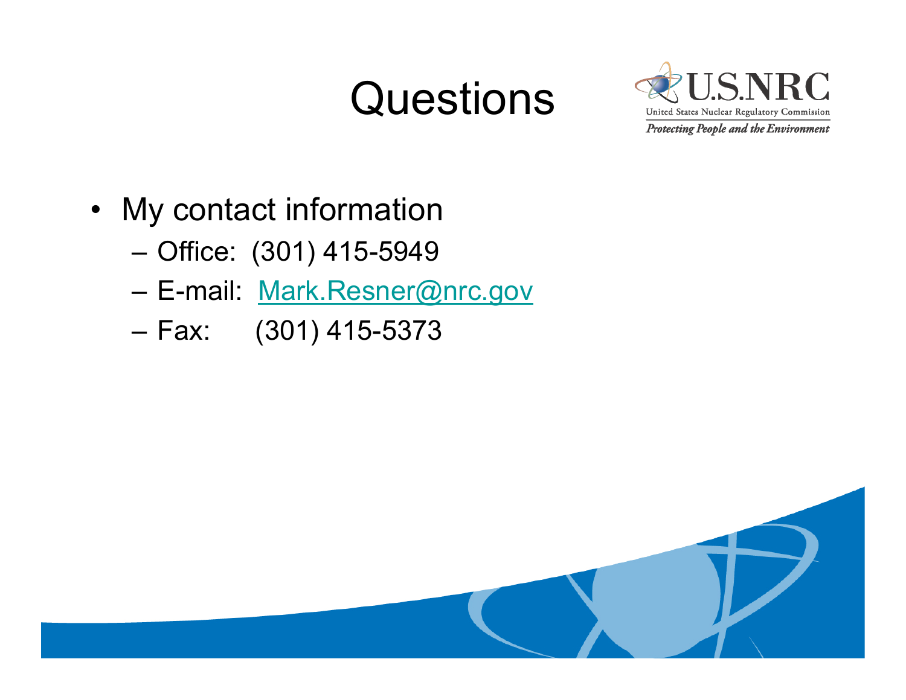# Questions

- My contact information
  - Office: (301) 415-5949
  - E-mail: Mark.Resner@nrc.gov
  - Fax: (301) 415-5373